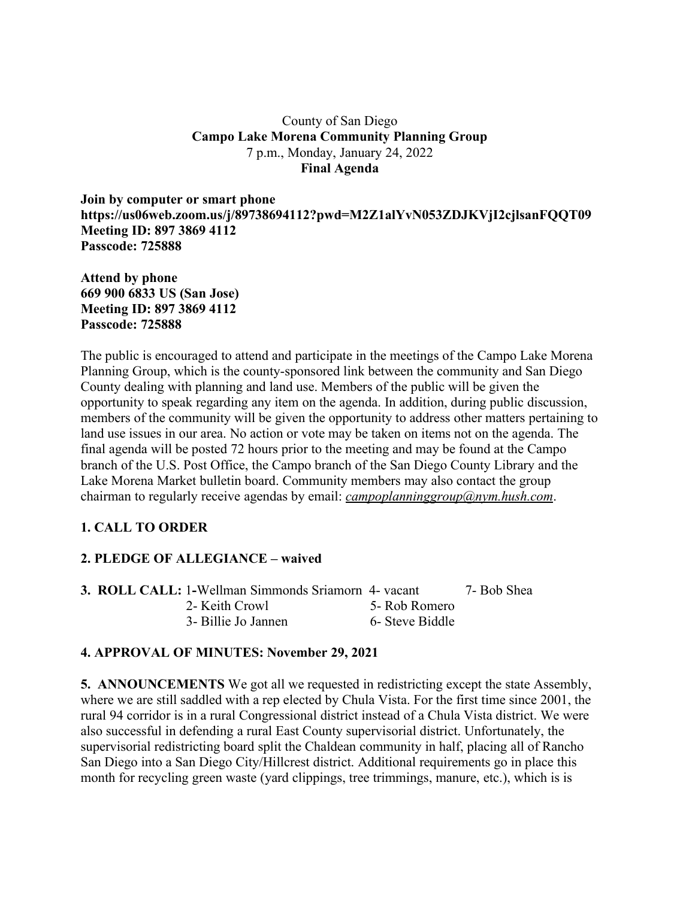County of San Diego
**Campo Lake Morena Community Planning Group**
7 p.m., Monday, January 24, 2022
**Final Agenda**

**Join by computer or smart phone**
**https://us06web.zoom.us/j/89738694112?pwd=M2Z1alYvN053ZDJKVjI2cjlsanFQQT09**
**Meeting ID: 897 3869 4112**
**Passcode: 725888**

**Attend by phone**
**669 900 6833 US (San Jose)**
**Meeting ID: 897 3869 4112**
**Passcode: 725888**

The public is encouraged to attend and participate in the meetings of the Campo Lake Morena Planning Group, which is the county-sponsored link between the community and San Diego County dealing with planning and land use. Members of the public will be given the opportunity to speak regarding any item on the agenda. In addition, during public discussion, members of the community will be given the opportunity to address other matters pertaining to land use issues in our area. No action or vote may be taken on items not on the agenda. The final agenda will be posted 72 hours prior to the meeting and may be found at the Campo branch of the U.S. Post Office, the Campo branch of the San Diego County Library and the Lake Morena Market bulletin board. Community members may also contact the group chairman to regularly receive agendas by email: *campoplanninggroup@nym.hush.com*.

## 1. CALL TO ORDER

## 2. PLEDGE OF ALLEGIANCE – waived

**3. ROLL CALL:**
1- Wellman Simmonds Sriamorn
2- Keith Crowl
3- Billie Jo Jannen
4- vacant
5- Rob Romero
6- Steve Biddle
7- Bob Shea

## 4. APPROVAL OF MINUTES: November 29, 2021

**5. ANNOUNCEMENTS** We got all we requested in redistricting except the state Assembly, where we are still saddled with a rep elected by Chula Vista. For the first time since 2001, the rural 94 corridor is in a rural Congressional district instead of a Chula Vista district. We were also successful in defending a rural East County supervisorial district. Unfortunately, the supervisorial redistricting board split the Chaldean community in half, placing all of Rancho San Diego into a San Diego City/Hillcrest district. Additional requirements go in place this month for recycling green waste (yard clippings, tree trimmings, manure, etc.), which is is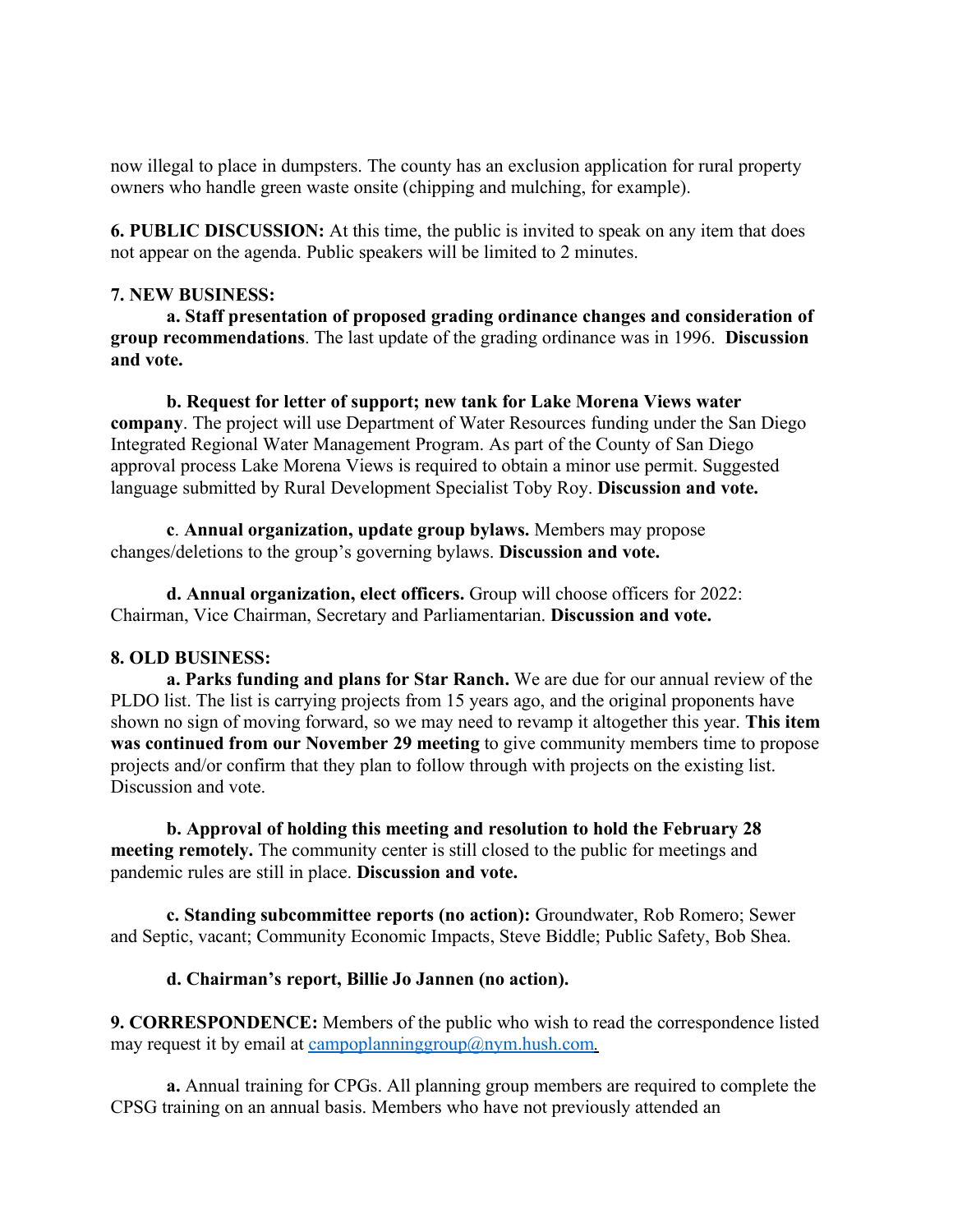now illegal to place in dumpsters. The county has an exclusion application for rural property owners who handle green waste onsite (chipping and mulching, for example).

**6. PUBLIC DISCUSSION:** At this time, the public is invited to speak on any item that does not appear on the agenda. Public speakers will be limited to 2 minutes.

**7. NEW BUSINESS:**

**a. Staff presentation of proposed grading ordinance changes and consideration of group recommendations**. The last update of the grading ordinance was in 1996. **Discussion and vote.**

**b. Request for letter of support; new tank for Lake Morena Views water company**. The project will use Department of Water Resources funding under the San Diego Integrated Regional Water Management Program. As part of the County of San Diego approval process Lake Morena Views is required to obtain a minor use permit. Suggested language submitted by Rural Development Specialist Toby Roy. **Discussion and vote.**

**c**. **Annual organization, update group bylaws.** Members may propose changes/deletions to the group's governing bylaws. **Discussion and vote.**

**d. Annual organization, elect officers.** Group will choose officers for 2022: Chairman, Vice Chairman, Secretary and Parliamentarian. **Discussion and vote.**

**8. OLD BUSINESS:**

**a. Parks funding and plans for Star Ranch.** We are due for our annual review of the PLDO list. The list is carrying projects from 15 years ago, and the original proponents have shown no sign of moving forward, so we may need to revamp it altogether this year. **This item was continued from our November 29 meeting** to give community members time to propose projects and/or confirm that they plan to follow through with projects on the existing list. Discussion and vote.

**b. Approval of holding this meeting and resolution to hold the February 28 meeting remotely.** The community center is still closed to the public for meetings and pandemic rules are still in place. **Discussion and vote.**

**c. Standing subcommittee reports (no action):** Groundwater, Rob Romero; Sewer and Septic, vacant; Community Economic Impacts, Steve Biddle; Public Safety, Bob Shea.

**d. Chairman's report, Billie Jo Jannen (no action).**

**9. CORRESPONDENCE:** Members of the public who wish to read the correspondence listed may request it by email at campoplanninggroup@nym.hush.com.

**a.** Annual training for CPGs. All planning group members are required to complete the CPSG training on an annual basis. Members who have not previously attended an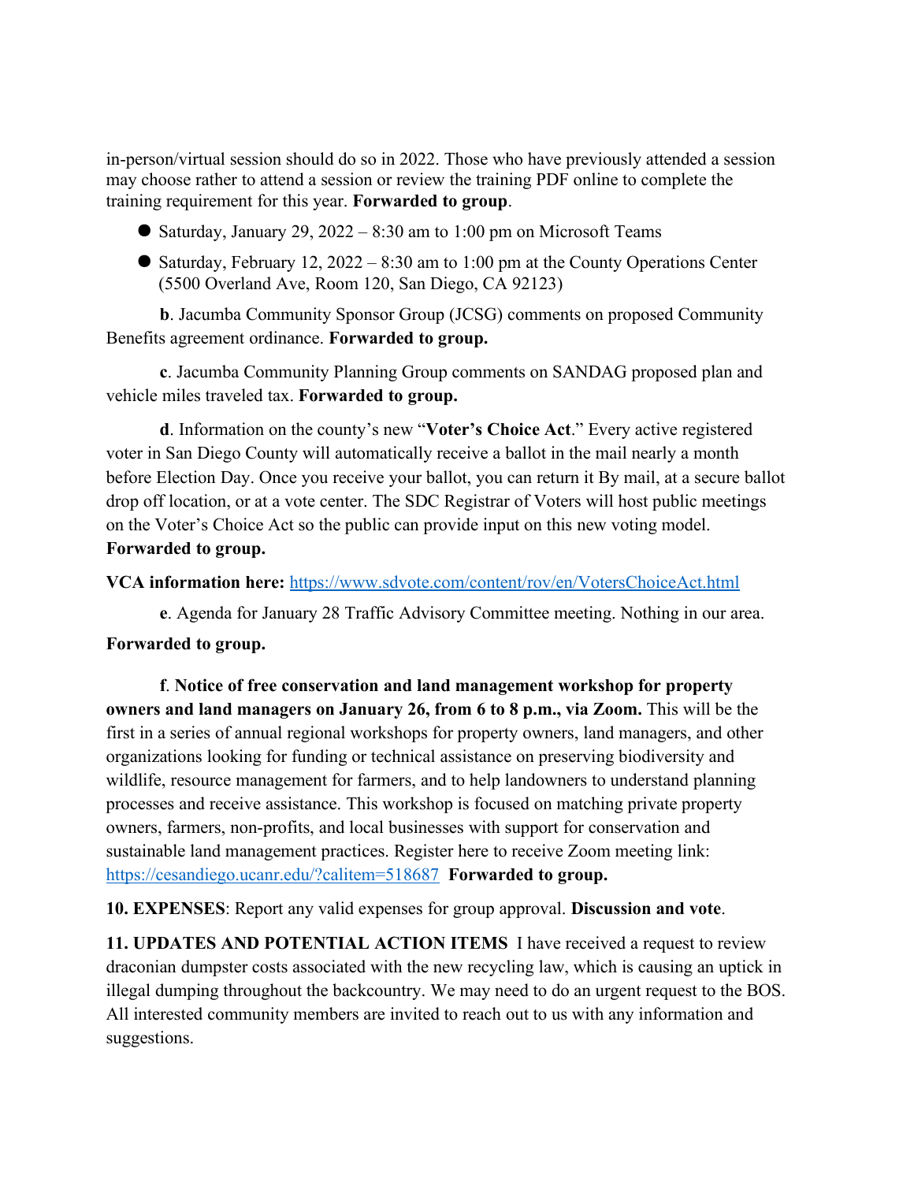in-person/virtual session should do so in 2022. Those who have previously attended a session may choose rather to attend a session or review the training PDF online to complete the training requirement for this year. **Forwarded to group**.

- Saturday, January 29, 2022 – 8:30 am to 1:00 pm on Microsoft Teams
- Saturday, February 12, 2022 – 8:30 am to 1:00 pm at the County Operations Center (5500 Overland Ave, Room 120, San Diego, CA 92123)

**b**. Jacumba Community Sponsor Group (JCSG) comments on proposed Community Benefits agreement ordinance. **Forwarded to group.**

**c**. Jacumba Community Planning Group comments on SANDAG proposed plan and vehicle miles traveled tax. **Forwarded to group.**

**d**. Information on the county's new "**Voter's Choice Act**." Every active registered voter in San Diego County will automatically receive a ballot in the mail nearly a month before Election Day. Once you receive your ballot, you can return it By mail, at a secure ballot drop off location, or at a vote center. The SDC Registrar of Voters will host public meetings on the Voter's Choice Act so the public can provide input on this new voting model. **Forwarded to group.**

**VCA information here:** https://www.sdvote.com/content/rov/en/VotersChoiceAct.html

**e**. Agenda for January 28 Traffic Advisory Committee meeting. Nothing in our area.

**Forwarded to group.**

**f**. **Notice of free conservation and land management workshop for property owners and land managers on January 26, from 6 to 8 p.m., via Zoom.** This will be the first in a series of annual regional workshops for property owners, land managers, and other organizations looking for funding or technical assistance on preserving biodiversity and wildlife, resource management for farmers, and to help landowners to understand planning processes and receive assistance. This workshop is focused on matching private property owners, farmers, non-profits, and local businesses with support for conservation and sustainable land management practices. Register here to receive Zoom meeting link: https://cesandiego.ucanr.edu/?calitem=518687 **Forwarded to group.**

**10. EXPENSES**: Report any valid expenses for group approval. **Discussion and vote**.

**11. UPDATES AND POTENTIAL ACTION ITEMS** I have received a request to review draconian dumpster costs associated with the new recycling law, which is causing an uptick in illegal dumping throughout the backcountry. We may need to do an urgent request to the BOS. All interested community members are invited to reach out to us with any information and suggestions.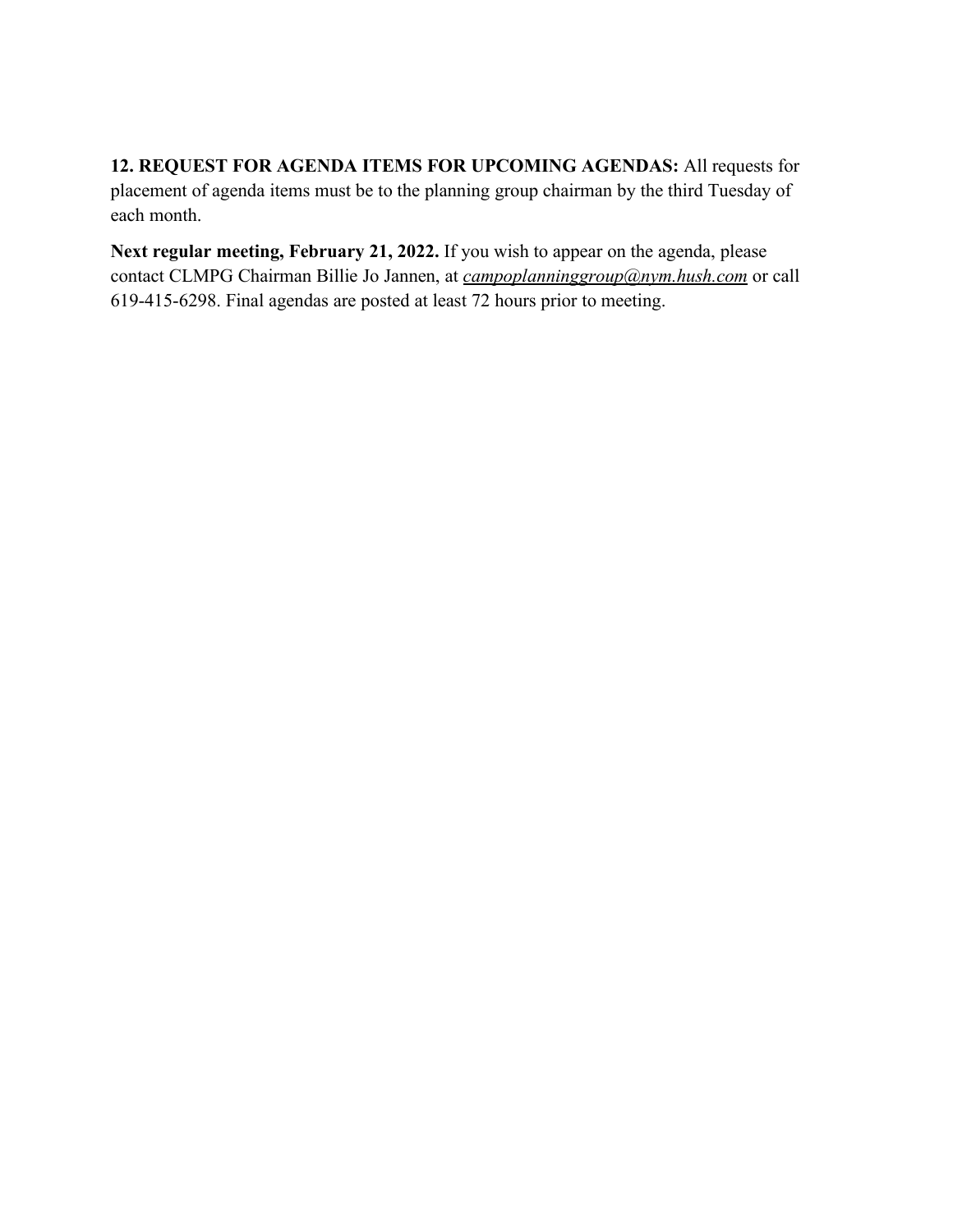**12. REQUEST FOR AGENDA ITEMS FOR UPCOMING AGENDAS:** All requests for placement of agenda items must be to the planning group chairman by the third Tuesday of each month.

**Next regular meeting, February 21, 2022.** If you wish to appear on the agenda, please contact CLMPG Chairman Billie Jo Jannen, at *campoplanninggroup@nym.hush.com* or call 619-415-6298. Final agendas are posted at least 72 hours prior to meeting.